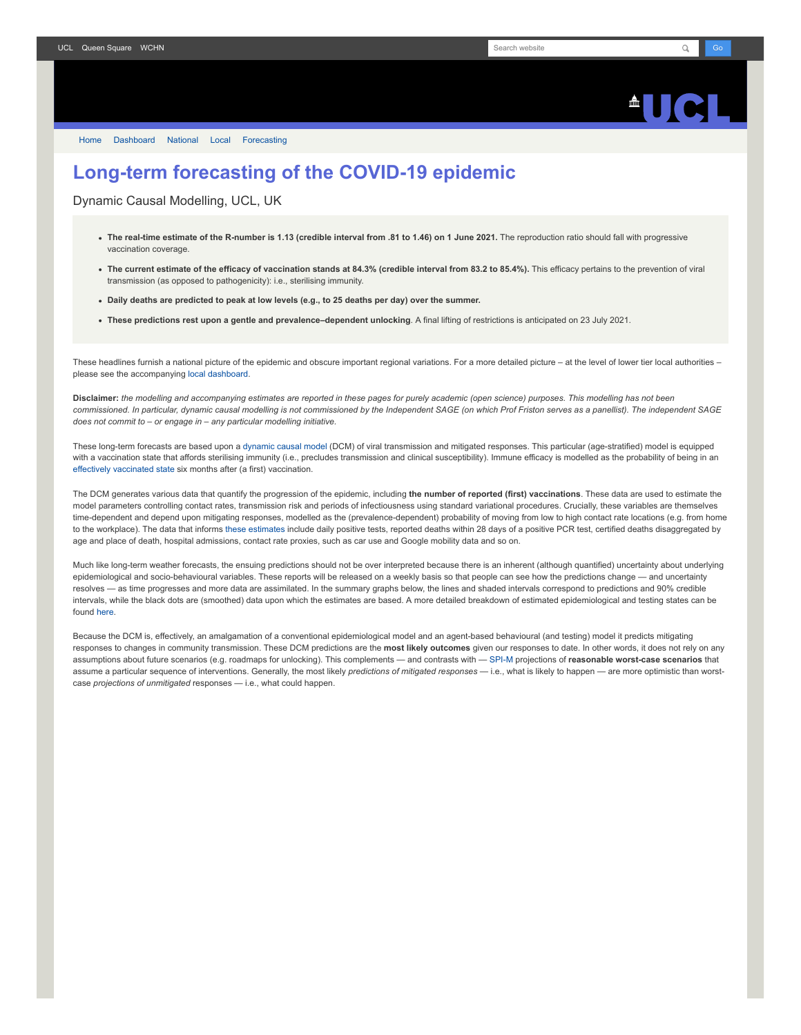# Long-term forecasting of the COVID-19 epidemic

Dynamic Causal Modelling, UCL, UK

- **The real-time estimate of the R-number is 1.13 (credible interval from .81 to 1.46) on 1 June 2021.** The reproduction ratio should fall with progressive vaccination coverage.
- **The current estimate of the efficacy of vaccination stands at 84.3% (credible interval from 83.2 to 85.4%).** This efficacy pertains to the prevention of viral transmission (as opposed to pathogenicity): i.e., sterilising immunity.
- **Daily deaths are predicted to peak at low levels (e.g., to 25 deaths per day) over the summer.**
- **These predictions rest upon a gentle and prevalence–dependent unlocking**. A final lifting of restrictions is anticipated on 23 July 2021.

These headlines furnish a national picture of the epidemic and obscure important regional variations. For a more detailed picture – at the level of lower tier local authorities – please see the accompanying local dashboard.

**Disclaimer:** *the modelling and accompanying estimates are reported in these pages for purely academic (open science) purposes. This modelling has not been commissioned. In particular, dynamic causal modelling is not commissioned by the Independent SAGE (on which Prof Friston serves as a panellist). The independent SAGE does not commit to – or engage in – any particular modelling initiative.*

These long-term forecasts are based upon a dynamic causal model (DCM) of viral transmission and mitigated responses. This particular (age-stratified) model is equipped with a vaccination state that affords sterilising immunity (i.e., precludes transmission and clinical susceptibility). Immune efficacy is modelled as the probability of being in an effectively vaccinated state six months after (a first) vaccination.

The DCM generates various data that quantify the progression of the epidemic, including **the number of reported (first) vaccinations**. These data are used to estimate the model parameters controlling contact rates, transmission risk and periods of infectiousness using standard variational procedures. Crucially, these variables are themselves time-dependent and depend upon mitigating responses, modelled as the (prevalence-dependent) probability of moving from low to high contact rate locations (e.g. from home to the workplace). The data that informs these estimates include daily positive tests, reported deaths within 28 days of a positive PCR test, certified deaths disaggregated by age and place of death, hospital admissions, contact rate proxies, such as car use and Google mobility data and so on.

Much like long-term weather forecasts, the ensuing predictions should not be over interpreted because there is an inherent (although quantified) uncertainty about underlying epidemiological and socio-behavioural variables. These reports will be released on a weekly basis so that people can see how the predictions change — and uncertainty resolves — as time progresses and more data are assimilated. In the summary graphs below, the lines and shaded intervals correspond to predictions and 90% credible intervals, while the black dots are (smoothed) data upon which the estimates are based. A more detailed breakdown of estimated epidemiological and testing states can be found here.

Because the DCM is, effectively, an amalgamation of a conventional epidemiological model and an agent-based behavioural (and testing) model it predicts mitigating responses to changes in community transmission. These DCM predictions are the **most likely outcomes** given our responses to date. In other words, it does not rely on any assumptions about future scenarios (e.g. roadmaps for unlocking). This complements — and contrasts with — SPI-M projections of **reasonable worst-case scenarios** that assume a particular sequence of interventions. Generally, the most likely *predictions of mitigated responses* — i.e., what is likely to happen — are more optimistic than worst-case *projections of unmitigated* responses — i.e., what could happen.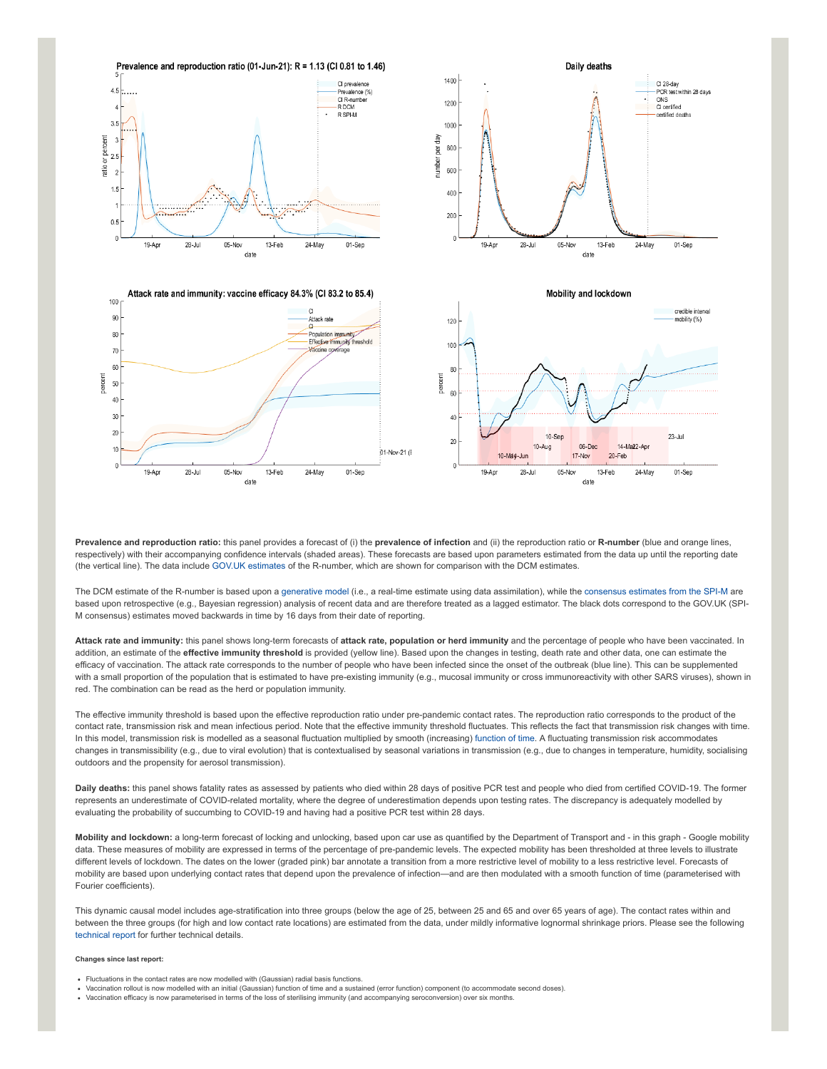Prevalence and reproduction ratio (01-Jun-21): R = 1.13 (CI 0.81 to 1.46)

CI prevalence
Prevalence (%)
CI R-number
R DCM
R SPI-M

ratio or percent

date

19-Apr 28-Jul 05-Nov 13-Feb 24-May 01-Sep

Daily deaths

CI 28-day
PCR test within 28 days
ONS
CI certified
certified deaths

number per day

date

19-Apr 28-Jul 05-Nov 13-Feb 24-May 01-Sep

Attack rate and immunity: vaccine efficacy 84.3% (CI 83.2 to 85.4)

CI
Attack rate
CI
Population immunity
Effective immunity threshold
Vaccine coverage

percent

01-Nov-21

date

19-Apr 28-Jul 05-Nov 13-Feb 24-May 01-Sep

Mobility and lockdown

credible interval
mobility (%)

percent

10-May 4-Jun 10-Aug 10-Sep 06-Dec 17-Nov 20-Feb 14-Mar 22-Apr 23-Jul

date

19-Apr 28-Jul 05-Nov 13-Feb 24-May 01-Sep

**Prevalence and reproduction ratio:** this panel provides a forecast of (i) the **prevalence of infection** and (ii) the reproduction ratio or **R-number** (blue and orange lines, respectively) with their accompanying confidence intervals (shaded areas). These forecasts are based upon parameters estimated from the data up until the reporting date (the vertical line). The data include GOV.UK estimates of the R-number, which are shown for comparison with the DCM estimates.

The DCM estimate of the R-number is based upon a generative model (i.e., a real-time estimate using data assimilation), while the consensus estimates from the SPI-M are based upon retrospective (e.g., Bayesian regression) analysis of recent data and are therefore treated as a lagged estimator. The black dots correspond to the GOV.UK (SPI-M consensus) estimates moved backwards in time by 16 days from their date of reporting.

**Attack rate and immunity:** this panel shows long-term forecasts of **attack rate, population or herd immunity** and the percentage of people who have been vaccinated. In addition, an estimate of the **effective immunity threshold** is provided (yellow line). Based upon the changes in testing, death rate and other data, one can estimate the efficacy of vaccination. The attack rate corresponds to the number of people who have been infected since the onset of the outbreak (blue line). This can be supplemented with a small proportion of the population that is estimated to have pre-existing immunity (e.g., mucosal immunity or cross immunoreactivity with other SARS viruses), shown in red. The combination can be read as the herd or population immunity.

The effective immunity threshold is based upon the effective reproduction ratio under pre-pandemic contact rates. The reproduction ratio corresponds to the product of the contact rate, transmission risk and mean infectious period. Note that the effective immunity threshold fluctuates. This reflects the fact that transmission risk changes with time. In this model, transmission risk is modelled as a seasonal fluctuation multiplied by smooth (increasing) function of time. A fluctuating transmission risk accommodates changes in transmissibility (e.g., due to viral evolution) that is contextualised by seasonal variations in transmission (e.g., due to changes in temperature, humidity, socialising outdoors and the propensity for aerosol transmission).

**Daily deaths:** this panel shows fatality rates as assessed by patients who died within 28 days of positive PCR test and people who died from certified COVID-19. The former represents an underestimate of COVID-related mortality, where the degree of underestimation depends upon testing rates. The discrepancy is adequately modelled by evaluating the probability of succumbing to COVID-19 and having had a positive PCR test within 28 days.

**Mobility and lockdown:** a long-term forecast of locking and unlocking, based upon car use as quantified by the Department of Transport and - in this graph - Google mobility data. These measures of mobility are expressed in terms of the percentage of pre-pandemic levels. The expected mobility has been thresholded at three levels to illustrate different levels of lockdown. The dates on the lower (graded pink) bar annotate a transition from a more restrictive level of mobility to a less restrictive level. Forecasts of mobility are based upon underlying contact rates that depend upon the prevalence of infection—and are then modulated with a smooth function of time (parameterised with Fourier coefficients).

This dynamic causal model includes age-stratification into three groups (below the age of 25, between 25 and 65 and over 65 years of age). The contact rates within and between the three groups (for high and low contact rate locations) are estimated from the data, under mildly informative lognormal shrinkage priors. Please see the following technical report for further technical details.

**Changes since last report:**

- Fluctuations in the contact rates are now modelled with (Gaussian) radial basis functions.
- Vaccination rollout is now modelled with an initial (Gaussian) function of time and a sustained (error function) component (to accommodate second doses).
- Vaccination efficacy is now parameterised in terms of the loss of sterilising immunity (and accompanying seroconversion) over six months.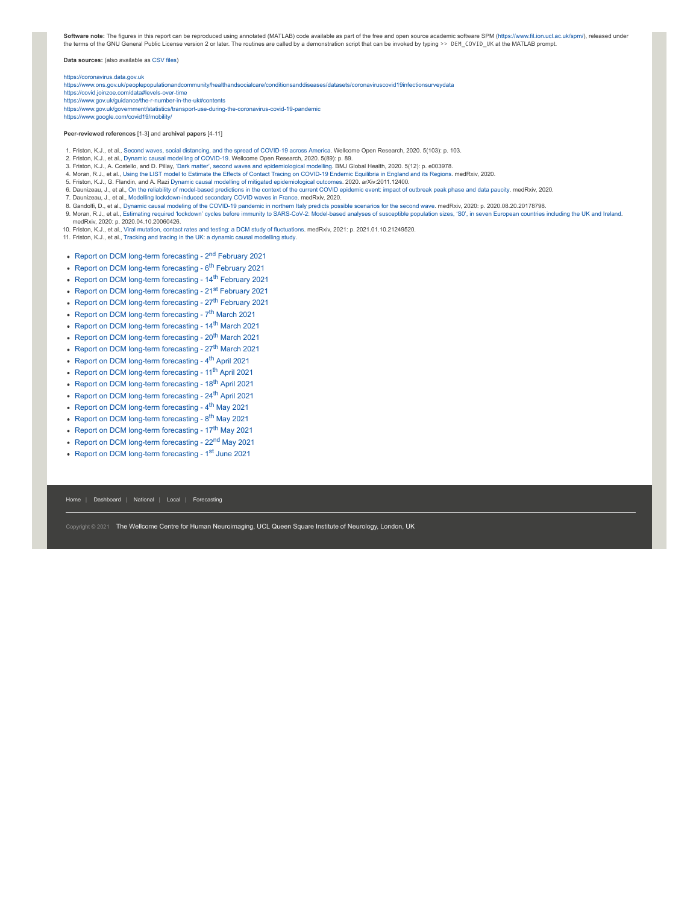**Software note:** The figures in this report can be reproduced using annotated (MATLAB) code available as part of the free and open source academic software SPM (https://www.fil.ion.ucl.ac.uk/spm/), released under the terms of the GNU General Public License version 2 or later. The routines are called by a demonstration script that can be invoked by typing `>> DEM_COVID_UK` at the MATLAB prompt.

**Data sources:** (also available as CSV files)

https://coronavirus.data.gov.uk
https://www.ons.gov.uk/peoplepopulationandcommunity/healthandsocialcare/conditionsanddiseases/datasets/coronaviruscovid19infectionsurveydata
https://covid.joinzoe.com/data#levels-over-time
https://www.gov.uk/guidance/the-r-number-in-the-uk#contents
https://www.gov.uk/government/statistics/transport-use-during-the-coronavirus-covid-19-pandemic
https://www.google.com/covid19/mobility/

**Peer-reviewed references** [1-3] and **archival papers** [4-11]

1. Friston, K.J., et al., Second waves, social distancing, and the spread of COVID-19 across America. Wellcome Open Research, 2020. 5(103): p. 103.
2. Friston, K.J., et al., Dynamic causal modelling of COVID-19. Wellcome Open Research, 2020. 5(89): p. 89.
3. Friston, K.J., A. Costello, and D. Pillay, 'Dark matter', second waves and epidemiological modelling. BMJ Global Health, 2020. 5(12): p. e003978.
4. Moran, R.J., et al., Using the LIST model to Estimate the Effects of Contact Tracing on COVID-19 Endemic Equilibria in England and its Regions. medRxiv, 2020.
5. Friston, K.J., G. Flandin, and A. Razi Dynamic causal modelling of mitigated epidemiological outcomes. 2020. arXiv:2011.12400.
6. Daunizeau, J., et al., On the reliability of model-based predictions in the context of the current COVID epidemic event: impact of outbreak peak phase and data paucity. medRxiv, 2020.
7. Daunizeau, J., et al., Modelling lockdown-induced secondary COVID waves in France. medRxiv, 2020.
8. Gandolfi, D., et al., Dynamic causal modeling of the COVID-19 pandemic in northern Italy predicts possible scenarios for the second wave. medRxiv, 2020: p. 2020.08.20.20178798.
9. Moran, R.J., et al., Estimating required 'lockdown' cycles before immunity to SARS-CoV-2: Model-based analyses of susceptible population sizes, 'S0', in seven European countries including the UK and Ireland. medRxiv, 2020: p. 2020.04.10.20060426.
10. Friston, K.J., et al., Viral mutation, contact rates and testing: a DCM study of fluctuations. medRxiv, 2021: p. 2021.01.10.21249520.
11. Friston, K.J., et al., Tracking and tracing in the UK: a dynamic causal modelling study.

- Report on DCM long-term forecasting - 2nd February 2021
- Report on DCM long-term forecasting - 6th February 2021
- Report on DCM long-term forecasting - 14th February 2021
- Report on DCM long-term forecasting - 21st February 2021
- Report on DCM long-term forecasting - 27th February 2021
- Report on DCM long-term forecasting - 7th March 2021
- Report on DCM long-term forecasting - 14th March 2021
- Report on DCM long-term forecasting - 20th March 2021
- Report on DCM long-term forecasting - 27th March 2021
- Report on DCM long-term forecasting - 4th April 2021
- Report on DCM long-term forecasting - 11th April 2021
- Report on DCM long-term forecasting - 18th April 2021
- Report on DCM long-term forecasting - 24th April 2021
- Report on DCM long-term forecasting - 4th May 2021
- Report on DCM long-term forecasting - 8th May 2021
- Report on DCM long-term forecasting - 17th May 2021
- Report on DCM long-term forecasting - 22nd May 2021
- Report on DCM long-term forecasting - 1st June 2021

Home | Dashboard | National | Local | Forecasting

Copyright © 2021 The Wellcome Centre for Human Neuroimaging, UCL Queen Square Institute of Neurology, London, UK